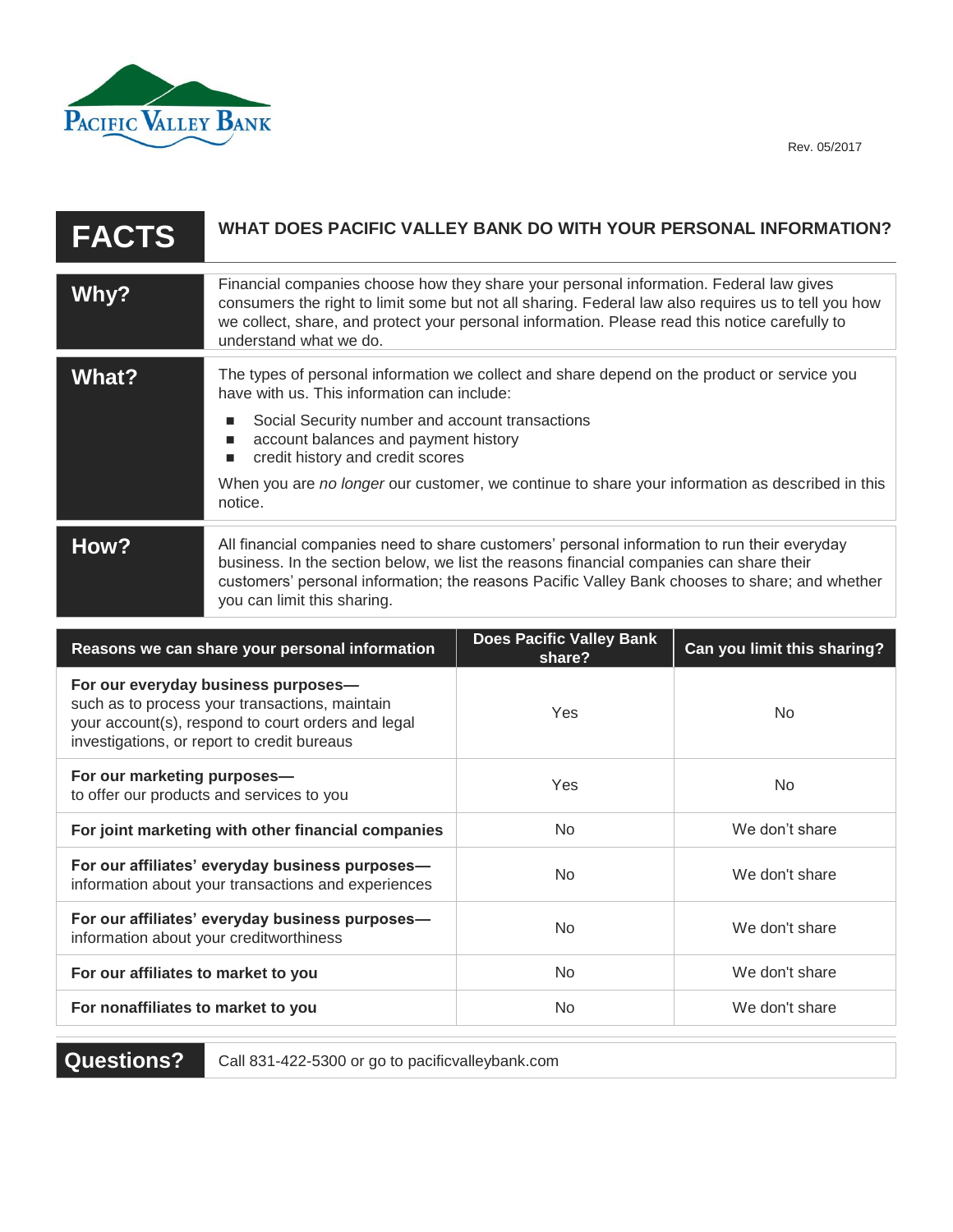Pacific Valley Bank

Rev. 05/2017

# FACTS — WHAT DOES PACIFIC VALLEY BANK DO WITH YOUR PERSONAL INFORMATION?

## Why?

Financial companies choose how they share your personal information. Federal law gives consumers the right to limit some but not all sharing. Federal law also requires us to tell you how we collect, share, and protect your personal information. Please read this notice carefully to understand what we do.

## What?

The types of personal information we collect and share depend on the product or service you have with us. This information can include:

- Social Security number and account transactions
- account balances and payment history
- credit history and credit scores

When you are *no longer* our customer, we continue to share your information as described in this notice.

## How?

All financial companies need to share customers' personal information to run their everyday business. In the section below, we list the reasons financial companies can share their customers' personal information; the reasons Pacific Valley Bank chooses to share; and whether you can limit this sharing.

| Reasons we can share your personal information | Does Pacific Valley Bank share? | Can you limit this sharing? |
|---|---|---|
| **For our everyday business purposes—** such as to process your transactions, maintain your account(s), respond to court orders and legal investigations, or report to credit bureaus | Yes | No |
| **For our marketing purposes—** to offer our products and services to you | Yes | No |
| **For joint marketing with other financial companies** | No | We don't share |
| **For our affiliates' everyday business purposes—** information about your transactions and experiences | No | We don't share |
| **For our affiliates' everyday business purposes—** information about your creditworthiness | No | We don't share |
| **For our affiliates to market to you** | No | We don't share |
| **For nonaffiliates to market to you** | No | We don't share |

## Questions?

Call 831-422-5300 or go to pacificvalleybank.com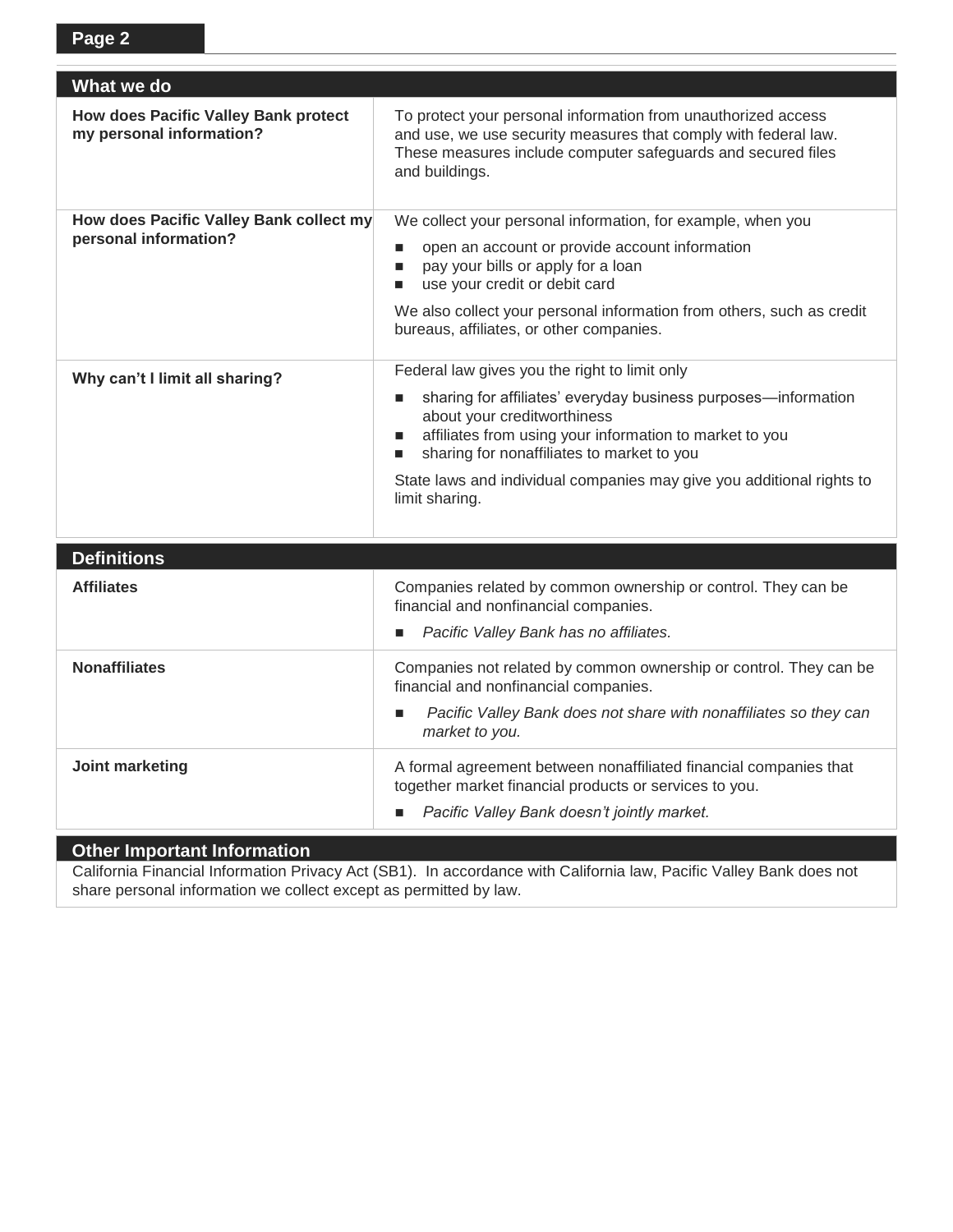## What we do

| | |
|---|---|
| **How does Pacific Valley Bank protect my personal information?** | To protect your personal information from unauthorized access and use, we use security measures that comply with federal law. These measures include computer safeguards and secured files and buildings. |
| **How does Pacific Valley Bank collect my personal information?** | We collect your personal information, for example, when you <br>■ open an account or provide account information<br>■ pay your bills or apply for a loan<br>■ use your credit or debit card<br><br>We also collect your personal information from others, such as credit bureaus, affiliates, or other companies. |
| **Why can't I limit all sharing?** | Federal law gives you the right to limit only<br>■ sharing for affiliates' everyday business purposes—information about your creditworthiness<br>■ affiliates from using your information to market to you<br>■ sharing for nonaffiliates to market to you<br><br>State laws and individual companies may give you additional rights to limit sharing. |

## Definitions

| | |
|---|---|
| **Affiliates** | Companies related by common ownership or control. They can be financial and nonfinancial companies.<br>■ *Pacific Valley Bank has no affiliates.* |
| **Nonaffiliates** | Companies not related by common ownership or control. They can be financial and nonfinancial companies.<br>■ *Pacific Valley Bank does not share with nonaffiliates so they can market to you.* |
| **Joint marketing** | A formal agreement between nonaffiliated financial companies that together market financial products or services to you.<br>■ *Pacific Valley Bank doesn't jointly market.* |

## Other Important Information

California Financial Information Privacy Act (SB1). In accordance with California law, Pacific Valley Bank does not share personal information we collect except as permitted by law.